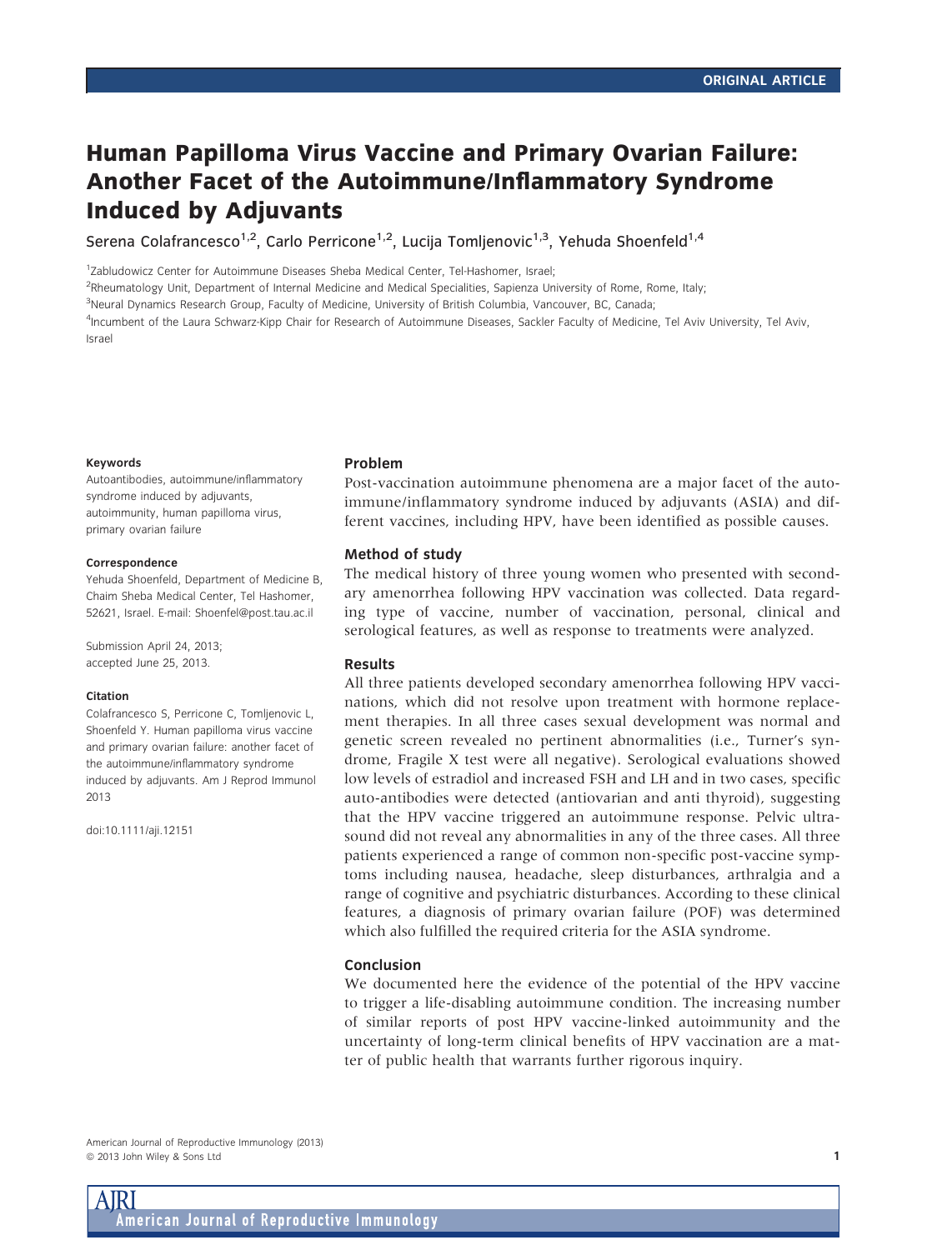ORIGINAL ARTICLE

# Human Papilloma Virus Vaccine and Primary Ovarian Failure: Another Facet of the Autoimmune/Inflammatory Syndrome Induced by Adjuvants

Serena Colafrancesco[1,2], Carlo Perricone[1,2], Lucija Tomljenovic[1,3], Yehuda Shoenfeld[1,4]

[1]Zabludowicz Center for Autoimmune Diseases Sheba Medical Center, Tel-Hashomer, Israel;

[2]Rheumatology Unit, Department of Internal Medicine and Medical Specialities, Sapienza University of Rome, Rome, Italy;

[3]Neural Dynamics Research Group, Faculty of Medicine, University of British Columbia, Vancouver, BC, Canada;

[4]Incumbent of the Laura Schwarz-Kipp Chair for Research of Autoimmune Diseases, Sackler Faculty of Medicine, Tel Aviv University, Tel Aviv, Israel

#### Keywords

Autoantibodies, autoimmune/inflammatory syndrome induced by adjuvants, autoimmunity, human papilloma virus, primary ovarian failure

#### Correspondence

Yehuda Shoenfeld, Department of Medicine B, Chaim Sheba Medical Center, Tel Hashomer, 52621, Israel. E-mail: Shoenfel@post.tau.ac.il

Submission April 24, 2013;
accepted June 25, 2013.

#### Citation

Colafrancesco S, Perricone C, Tomljenovic L, Shoenfeld Y. Human papilloma virus vaccine and primary ovarian failure: another facet of the autoimmune/inflammatory syndrome induced by adjuvants. Am J Reprod Immunol 2013

doi:10.1111/aji.12151

### Problem

Post-vaccination autoimmune phenomena are a major facet of the autoimmune/inflammatory syndrome induced by adjuvants (ASIA) and different vaccines, including HPV, have been identified as possible causes.

### Method of study

The medical history of three young women who presented with secondary amenorrhea following HPV vaccination was collected. Data regarding type of vaccine, number of vaccination, personal, clinical and serological features, as well as response to treatments were analyzed.

### Results

All three patients developed secondary amenorrhea following HPV vaccinations, which did not resolve upon treatment with hormone replacement therapies. In all three cases sexual development was normal and genetic screen revealed no pertinent abnormalities (i.e., Turner's syndrome, Fragile X test were all negative). Serological evaluations showed low levels of estradiol and increased FSH and LH and in two cases, specific auto-antibodies were detected (antiovarian and anti thyroid), suggesting that the HPV vaccine triggered an autoimmune response. Pelvic ultrasound did not reveal any abnormalities in any of the three cases. All three patients experienced a range of common non-specific post-vaccine symptoms including nausea, headache, sleep disturbances, arthralgia and a range of cognitive and psychiatric disturbances. According to these clinical features, a diagnosis of primary ovarian failure (POF) was determined which also fulfilled the required criteria for the ASIA syndrome.

### Conclusion

We documented here the evidence of the potential of the HPV vaccine to trigger a life-disabling autoimmune condition. The increasing number of similar reports of post HPV vaccine-linked autoimmunity and the uncertainty of long-term clinical benefits of HPV vaccination are a matter of public health that warrants further rigorous inquiry.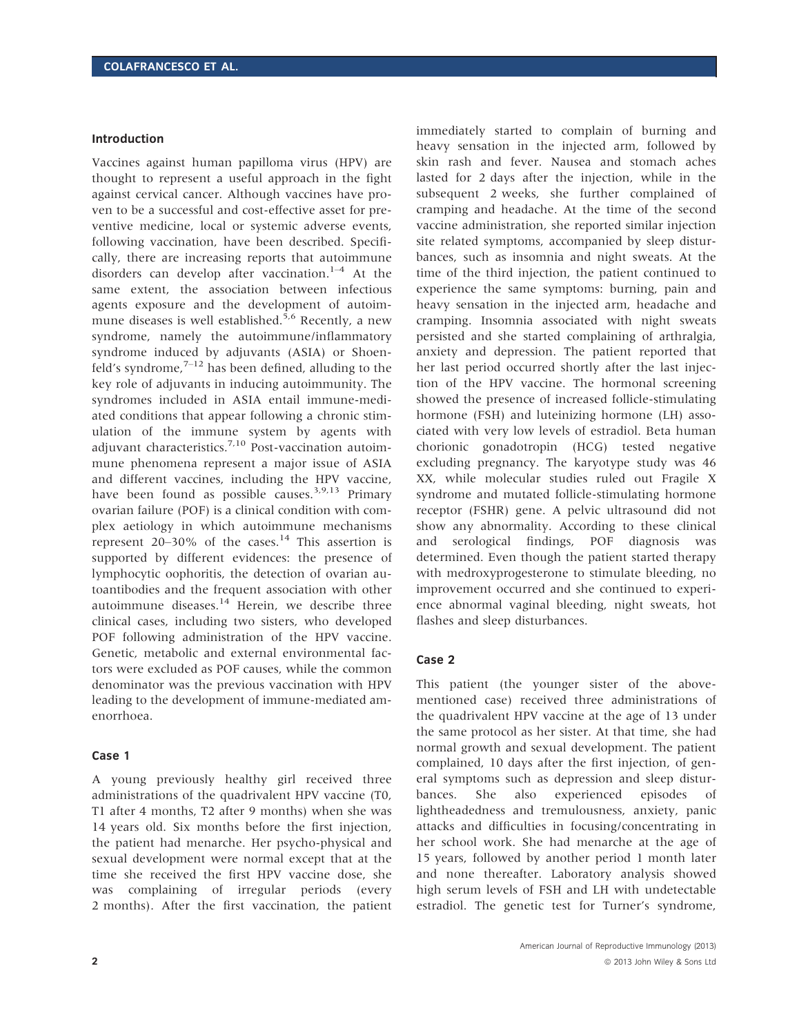## Introduction

Vaccines against human papilloma virus (HPV) are thought to represent a useful approach in the fight against cervical cancer. Although vaccines have proven to be a successful and cost-effective asset for preventive medicine, local or systemic adverse events, following vaccination, have been described. Specifically, there are increasing reports that autoimmune disorders can develop after vaccination.[1–4] At the same extent, the association between infectious agents exposure and the development of autoimmune diseases is well established.[5,6] Recently, a new syndrome, namely the autoimmune/inflammatory syndrome induced by adjuvants (ASIA) or Shoenfeld's syndrome,[7–12] has been defined, alluding to the key role of adjuvants in inducing autoimmunity. The syndromes included in ASIA entail immune-mediated conditions that appear following a chronic stimulation of the immune system by agents with adjuvant characteristics.[7,10] Post-vaccination autoimmune phenomena represent a major issue of ASIA and different vaccines, including the HPV vaccine, have been found as possible causes.[3,9,13] Primary ovarian failure (POF) is a clinical condition with complex aetiology in which autoimmune mechanisms represent 20–30% of the cases.[14] This assertion is supported by different evidences: the presence of lymphocytic oophoritis, the detection of ovarian autoantibodies and the frequent association with other autoimmune diseases.[14] Herein, we describe three clinical cases, including two sisters, who developed POF following administration of the HPV vaccine. Genetic, metabolic and external environmental factors were excluded as POF causes, while the common denominator was the previous vaccination with HPV leading to the development of immune-mediated amenorrhoea.

## Case 1

A young previously healthy girl received three administrations of the quadrivalent HPV vaccine (T0, T1 after 4 months, T2 after 9 months) when she was 14 years old. Six months before the first injection, the patient had menarche. Her psycho-physical and sexual development were normal except that at the time she received the first HPV vaccine dose, she was complaining of irregular periods (every 2 months). After the first vaccination, the patient immediately started to complain of burning and heavy sensation in the injected arm, followed by skin rash and fever. Nausea and stomach aches lasted for 2 days after the injection, while in the subsequent 2 weeks, she further complained of cramping and headache. At the time of the second vaccine administration, she reported similar injection site related symptoms, accompanied by sleep disturbances, such as insomnia and night sweats. At the time of the third injection, the patient continued to experience the same symptoms: burning, pain and heavy sensation in the injected arm, headache and cramping. Insomnia associated with night sweats persisted and she started complaining of arthralgia, anxiety and depression. The patient reported that her last period occurred shortly after the last injection of the HPV vaccine. The hormonal screening showed the presence of increased follicle-stimulating hormone (FSH) and luteinizing hormone (LH) associated with very low levels of estradiol. Beta human chorionic gonadotropin (HCG) tested negative excluding pregnancy. The karyotype study was 46 XX, while molecular studies ruled out Fragile X syndrome and mutated follicle-stimulating hormone receptor (FSHR) gene. A pelvic ultrasound did not show any abnormality. According to these clinical and serological findings, POF diagnosis was determined. Even though the patient started therapy with medroxyprogesterone to stimulate bleeding, no improvement occurred and she continued to experience abnormal vaginal bleeding, night sweats, hot flashes and sleep disturbances.

## Case 2

This patient (the younger sister of the abovementioned case) received three administrations of the quadrivalent HPV vaccine at the age of 13 under the same protocol as her sister. At that time, she had normal growth and sexual development. The patient complained, 10 days after the first injection, of general symptoms such as depression and sleep disturbances. She also experienced episodes of lightheadedness and tremulousness, anxiety, panic attacks and difficulties in focusing/concentrating in her school work. She had menarche at the age of 15 years, followed by another period 1 month later and none thereafter. Laboratory analysis showed high serum levels of FSH and LH with undetectable estradiol. The genetic test for Turner's syndrome,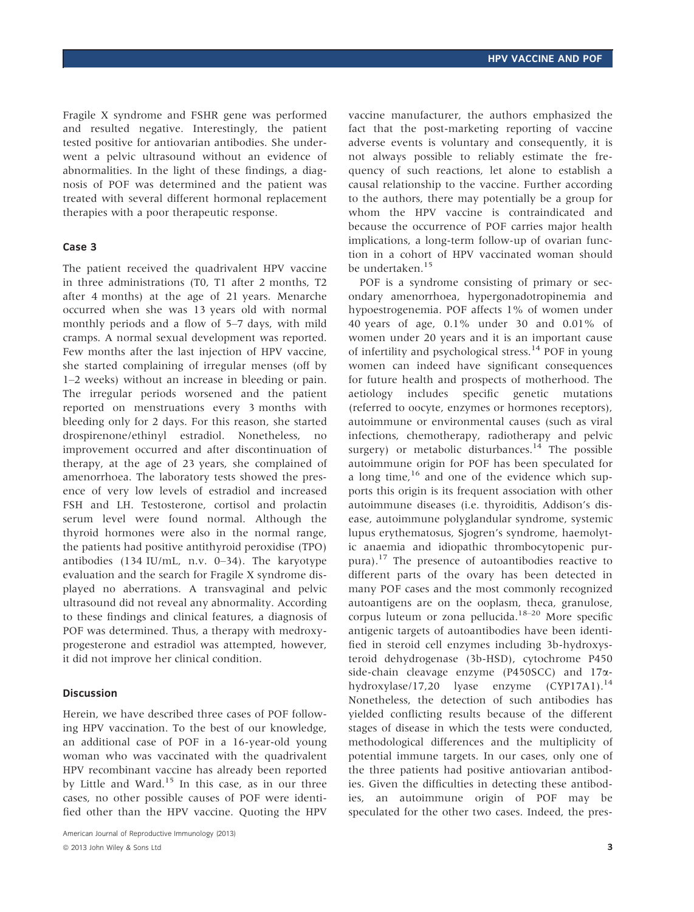Fragile X syndrome and FSHR gene was performed and resulted negative. Interestingly, the patient tested positive for antiovarian antibodies. She underwent a pelvic ultrasound without an evidence of abnormalities. In the light of these findings, a diagnosis of POF was determined and the patient was treated with several different hormonal replacement therapies with a poor therapeutic response.

### Case 3

The patient received the quadrivalent HPV vaccine in three administrations (T0, T1 after 2 months, T2 after 4 months) at the age of 21 years. Menarche occurred when she was 13 years old with normal monthly periods and a flow of 5–7 days, with mild cramps. A normal sexual development was reported. Few months after the last injection of HPV vaccine, she started complaining of irregular menses (off by 1–2 weeks) without an increase in bleeding or pain. The irregular periods worsened and the patient reported on menstruations every 3 months with bleeding only for 2 days. For this reason, she started drospirenone/ethinyl estradiol. Nonetheless, no improvement occurred and after discontinuation of therapy, at the age of 23 years, she complained of amenorrhoea. The laboratory tests showed the presence of very low levels of estradiol and increased FSH and LH. Testosterone, cortisol and prolactin serum level were found normal. Although the thyroid hormones were also in the normal range, the patients had positive antithyroid peroxidise (TPO) antibodies (134 IU/mL, n.v. 0–34). The karyotype evaluation and the search for Fragile X syndrome displayed no aberrations. A transvaginal and pelvic ultrasound did not reveal any abnormality. According to these findings and clinical features, a diagnosis of POF was determined. Thus, a therapy with medroxyprogesterone and estradiol was attempted, however, it did not improve her clinical condition.

## Discussion

Herein, we have described three cases of POF following HPV vaccination. To the best of our knowledge, an additional case of POF in a 16-year-old young woman who was vaccinated with the quadrivalent HPV recombinant vaccine has already been reported by Little and Ward.[15] In this case, as in our three cases, no other possible causes of POF were identified other than the HPV vaccine. Quoting the HPV vaccine manufacturer, the authors emphasized the fact that the post-marketing reporting of vaccine adverse events is voluntary and consequently, it is not always possible to reliably estimate the frequency of such reactions, let alone to establish a causal relationship to the vaccine. Further according to the authors, there may potentially be a group for whom the HPV vaccine is contraindicated and because the occurrence of POF carries major health implications, a long-term follow-up of ovarian function in a cohort of HPV vaccinated woman should be undertaken.[15]

POF is a syndrome consisting of primary or secondary amenorrhoea, hypergonadotropinemia and hypoestrogenemia. POF affects 1% of women under 40 years of age, 0.1% under 30 and 0.01% of women under 20 years and it is an important cause of infertility and psychological stress.[14] POF in young women can indeed have significant consequences for future health and prospects of motherhood. The aetiology includes specific genetic mutations (referred to oocyte, enzymes or hormones receptors), autoimmune or environmental causes (such as viral infections, chemotherapy, radiotherapy and pelvic surgery) or metabolic disturbances.[14] The possible autoimmune origin for POF has been speculated for a long time,[16] and one of the evidence which supports this origin is its frequent association with other autoimmune diseases (i.e. thyroiditis, Addison's disease, autoimmune polyglandular syndrome, systemic lupus erythematosus, Sjogren's syndrome, haemolytic anaemia and idiopathic thrombocytopenic purpura).[17] The presence of autoantibodies reactive to different parts of the ovary has been detected in many POF cases and the most commonly recognized autoantigens are on the ooplasm, theca, granulose, corpus luteum or zona pellucida.[18–20] More specific antigenic targets of autoantibodies have been identified in steroid cell enzymes including 3b-hydroxysteroid dehydrogenase (3b-HSD), cytochrome P450 side-chain cleavage enzyme (P450SCC) and 17α-hydroxylase/17,20 lyase enzyme (CYP17A1).[14] Nonetheless, the detection of such antibodies has yielded conflicting results because of the different stages of disease in which the tests were conducted, methodological differences and the multiplicity of potential immune targets. In our cases, only one of the three patients had positive antiovarian antibodies. Given the difficulties in detecting these antibodies, an autoimmune origin of POF may be speculated for the other two cases. Indeed, the pres-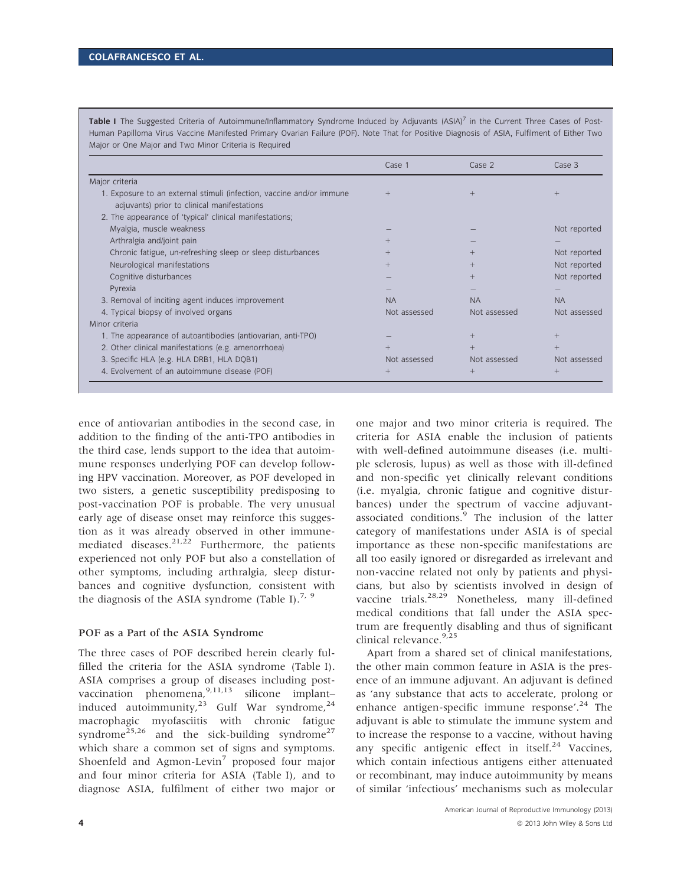**Table I** The Suggested Criteria of Autoimmune/Inflammatory Syndrome Induced by Adjuvants (ASIA)[7] in the Current Three Cases of Post-Human Papilloma Virus Vaccine Manifested Primary Ovarian Failure (POF). Note That for Positive Diagnosis of ASIA, Fulfilment of Either Two Major or One Major and Two Minor Criteria is Required

| | Case 1 | Case 2 | Case 3 |
|---|---|---|---|
| Major criteria | | | |
| 1. Exposure to an external stimuli (infection, vaccine and/or immune adjuvants) prior to clinical manifestations | + | + | + |
| 2. The appearance of 'typical' clinical manifestations; | | | |
| Myalgia, muscle weakness | – | – | Not reported |
| Arthralgia and/joint pain | + | – | – |
| Chronic fatigue, un-refreshing sleep or sleep disturbances | + | + | Not reported |
| Neurological manifestations | + | + | Not reported |
| Cognitive disturbances | – | + | Not reported |
| Pyrexia | – | – | – |
| 3. Removal of inciting agent induces improvement | NA | NA | NA |
| 4. Typical biopsy of involved organs | Not assessed | Not assessed | Not assessed |
| Minor criteria | | | |
| 1. The appearance of autoantibodies (antiovarian, anti-TPO) | – | + | + |
| 2. Other clinical manifestations (e.g. amenorrhoea) | + | + | + |
| 3. Specific HLA (e.g. HLA DRB1, HLA DQB1) | Not assessed | Not assessed | Not assessed |
| 4. Evolvement of an autoimmune disease (POF) | + | + | + |

ence of antiovarian antibodies in the second case, in addition to the finding of the anti-TPO antibodies in the third case, lends support to the idea that autoimmune responses underlying POF can develop following HPV vaccination. Moreover, as POF developed in two sisters, a genetic susceptibility predisposing to post-vaccination POF is probable. The very unusual early age of disease onset may reinforce this suggestion as it was already observed in other immune-mediated diseases.[21,22] Furthermore, the patients experienced not only POF but also a constellation of other symptoms, including arthralgia, sleep disturbances and cognitive dysfunction, consistent with the diagnosis of the ASIA syndrome (Table I).[7,9]

### POF as a Part of the ASIA Syndrome

The three cases of POF described herein clearly fulfilled the criteria for the ASIA syndrome (Table I). ASIA comprises a group of diseases including post-vaccination phenomena,[9,11,13] silicone implant–induced autoimmunity,[23] Gulf War syndrome,[24] macrophagic myofasciitis with chronic fatigue syndrome[25,26] and the sick-building syndrome[27] which share a common set of signs and symptoms. Shoenfeld and Agmon-Levin[7] proposed four major and four minor criteria for ASIA (Table I), and to diagnose ASIA, fulfilment of either two major or one major and two minor criteria is required. The criteria for ASIA enable the inclusion of patients with well-defined autoimmune diseases (i.e. multiple sclerosis, lupus) as well as those with ill-defined and non-specific yet clinically relevant conditions (i.e. myalgia, chronic fatigue and cognitive disturbances) under the spectrum of vaccine adjuvant-associated conditions.[9] The inclusion of the latter category of manifestations under ASIA is of special importance as these non-specific manifestations are all too easily ignored or disregarded as irrelevant and non-vaccine related not only by patients and physicians, but also by scientists involved in design of vaccine trials.[28,29] Nonetheless, many ill-defined medical conditions that fall under the ASIA spectrum are frequently disabling and thus of significant clinical relevance.[9,25]

Apart from a shared set of clinical manifestations, the other main common feature in ASIA is the presence of an immune adjuvant. An adjuvant is defined as 'any substance that acts to accelerate, prolong or enhance antigen-specific immune response'.[24] The adjuvant is able to stimulate the immune system and to increase the response to a vaccine, without having any specific antigenic effect in itself.[24] Vaccines, which contain infectious antigens either attenuated or recombinant, may induce autoimmunity by means of similar 'infectious' mechanisms such as molecular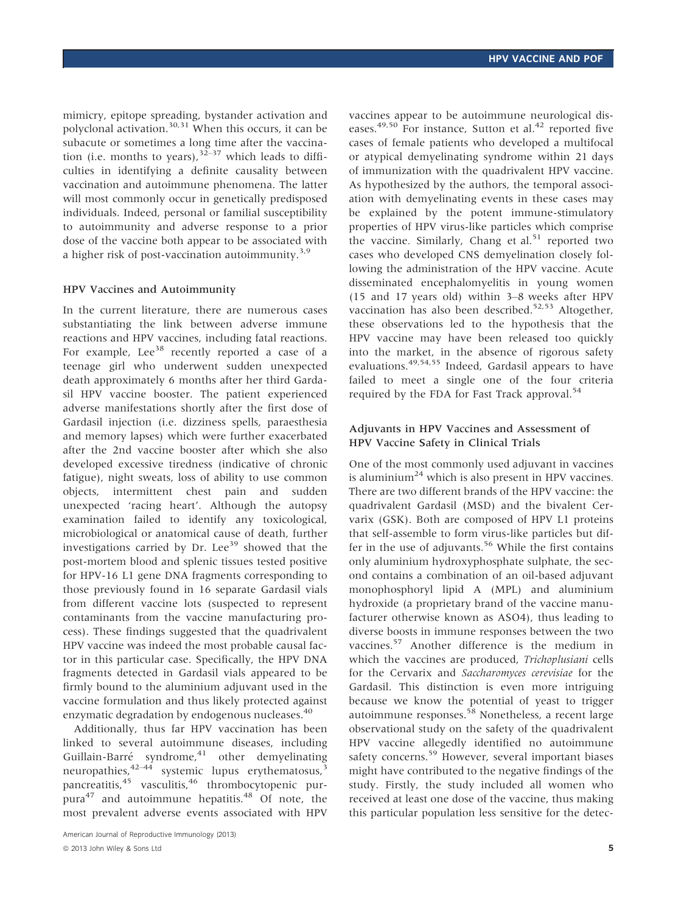mimicry, epitope spreading, bystander activation and polyclonal activation.[30,31] When this occurs, it can be subacute or sometimes a long time after the vaccination (i.e. months to years),[32–37] which leads to difficulties in identifying a definite causality between vaccination and autoimmune phenomena. The latter will most commonly occur in genetically predisposed individuals. Indeed, personal or familial susceptibility to autoimmunity and adverse response to a prior dose of the vaccine both appear to be associated with a higher risk of post-vaccination autoimmunity.[3,9]

### HPV Vaccines and Autoimmunity

In the current literature, there are numerous cases substantiating the link between adverse immune reactions and HPV vaccines, including fatal reactions. For example, Lee[38] recently reported a case of a teenage girl who underwent sudden unexpected death approximately 6 months after her third Gardasil HPV vaccine booster. The patient experienced adverse manifestations shortly after the first dose of Gardasil injection (i.e. dizziness spells, paraesthesia and memory lapses) which were further exacerbated after the 2nd vaccine booster after which she also developed excessive tiredness (indicative of chronic fatigue), night sweats, loss of ability to use common objects, intermittent chest pain and sudden unexpected 'racing heart'. Although the autopsy examination failed to identify any toxicological, microbiological or anatomical cause of death, further investigations carried by Dr. Lee[39] showed that the post-mortem blood and splenic tissues tested positive for HPV-16 L1 gene DNA fragments corresponding to those previously found in 16 separate Gardasil vials from different vaccine lots (suspected to represent contaminants from the vaccine manufacturing process). These findings suggested that the quadrivalent HPV vaccine was indeed the most probable causal factor in this particular case. Specifically, the HPV DNA fragments detected in Gardasil vials appeared to be firmly bound to the aluminium adjuvant used in the vaccine formulation and thus likely protected against enzymatic degradation by endogenous nucleases.[40]

Additionally, thus far HPV vaccination has been linked to several autoimmune diseases, including Guillain-Barré syndrome,[41] other demyelinating neuropathies,[42–44] systemic lupus erythematosus,[3] pancreatitis,[45] vasculitis,[46] thrombocytopenic purpura[47] and autoimmune hepatitis.[48] Of note, the most prevalent adverse events associated with HPV vaccines appear to be autoimmune neurological diseases.[49,50] For instance, Sutton et al.[42] reported five cases of female patients who developed a multifocal or atypical demyelinating syndrome within 21 days of immunization with the quadrivalent HPV vaccine. As hypothesized by the authors, the temporal association with demyelinating events in these cases may be explained by the potent immune-stimulatory properties of HPV virus-like particles which comprise the vaccine. Similarly, Chang et al.[51] reported two cases who developed CNS demyelination closely following the administration of the HPV vaccine. Acute disseminated encephalomyelitis in young women (15 and 17 years old) within 3–8 weeks after HPV vaccination has also been described.[52,53] Altogether, these observations led to the hypothesis that the HPV vaccine may have been released too quickly into the market, in the absence of rigorous safety evaluations.[49,54,55] Indeed, Gardasil appears to have failed to meet a single one of the four criteria required by the FDA for Fast Track approval.[54]

### Adjuvants in HPV Vaccines and Assessment of HPV Vaccine Safety in Clinical Trials

One of the most commonly used adjuvant in vaccines is aluminium[24] which is also present in HPV vaccines. There are two different brands of the HPV vaccine: the quadrivalent Gardasil (MSD) and the bivalent Cervarix (GSK). Both are composed of HPV L1 proteins that self-assemble to form virus-like particles but differ in the use of adjuvants.[56] While the first contains only aluminium hydroxyphosphate sulphate, the second contains a combination of an oil-based adjuvant monophosphoryl lipid A (MPL) and aluminium hydroxide (a proprietary brand of the vaccine manufacturer otherwise known as ASO4), thus leading to diverse boosts in immune responses between the two vaccines.[57] Another difference is the medium in which the vaccines are produced, *Trichoplusiani* cells for the Cervarix and *Saccharomyces cerevisiae* for the Gardasil. This distinction is even more intriguing because we know the potential of yeast to trigger autoimmune responses.[58] Nonetheless, a recent large observational study on the safety of the quadrivalent HPV vaccine allegedly identified no autoimmune safety concerns.[59] However, several important biases might have contributed to the negative findings of the study. Firstly, the study included all women who received at least one dose of the vaccine, thus making this particular population less sensitive for the detec-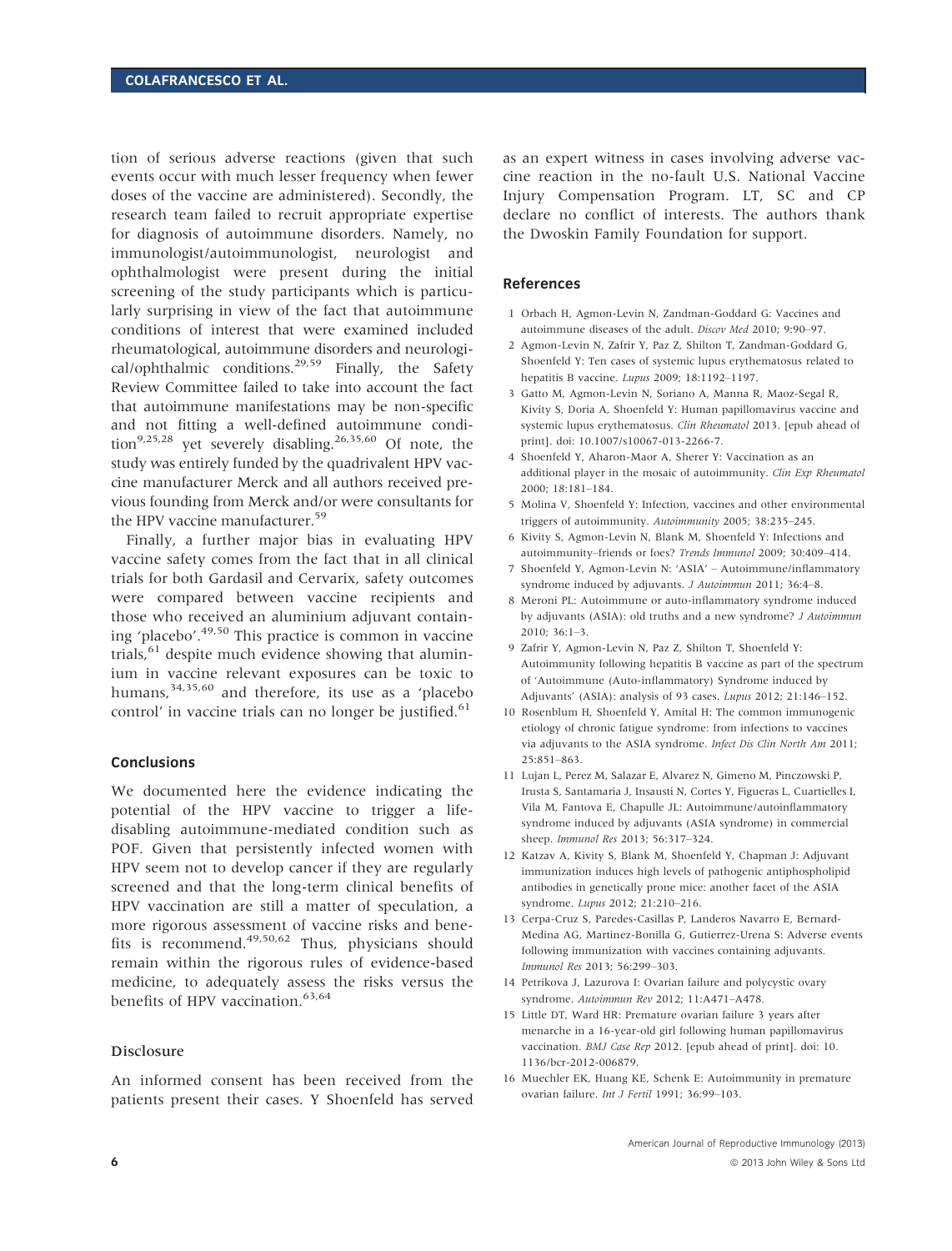tion of serious adverse reactions (given that such events occur with much lesser frequency when fewer doses of the vaccine are administered). Secondly, the research team failed to recruit appropriate expertise for diagnosis of autoimmune disorders. Namely, no immunologist/autoimmunologist, neurologist and ophthalmologist were present during the initial screening of the study participants which is particularly surprising in view of the fact that autoimmune conditions of interest that were examined included rheumatological, autoimmune disorders and neurological/ophthalmic conditions.[29,59] Finally, the Safety Review Committee failed to take into account the fact that autoimmune manifestations may be non-specific and not fitting a well-defined autoimmune condition[9,25,28] yet severely disabling.[26,35,60] Of note, the study was entirely funded by the quadrivalent HPV vaccine manufacturer Merck and all authors received previous founding from Merck and/or were consultants for the HPV vaccine manufacturer.[59]

Finally, a further major bias in evaluating HPV vaccine safety comes from the fact that in all clinical trials for both Gardasil and Cervarix, safety outcomes were compared between vaccine recipients and those who received an aluminium adjuvant containing 'placebo'.[49,50] This practice is common in vaccine trials,[61] despite much evidence showing that aluminium in vaccine relevant exposures can be toxic to humans,[34,35,60] and therefore, its use as a 'placebo control' in vaccine trials can no longer be justified.[61]

## Conclusions

We documented here the evidence indicating the potential of the HPV vaccine to trigger a life-disabling autoimmune-mediated condition such as POF. Given that persistently infected women with HPV seem not to develop cancer if they are regularly screened and that the long-term clinical benefits of HPV vaccination are still a matter of speculation, a more rigorous assessment of vaccine risks and benefits is recommend.[49,50,62] Thus, physicians should remain within the rigorous rules of evidence-based medicine, to adequately assess the risks versus the benefits of HPV vaccination.[63,64]

## Disclosure

An informed consent has been received from the patients present their cases. Y Shoenfeld has served as an expert witness in cases involving adverse vaccine reaction in the no-fault U.S. National Vaccine Injury Compensation Program. LT, SC and CP declare no conflict of interests. The authors thank the Dwoskin Family Foundation for support.

## References

1. Orbach H, Agmon-Levin N, Zandman-Goddard G: Vaccines and autoimmune diseases of the adult. *Discov Med* 2010; 9:90–97.
2. Agmon-Levin N, Zafrir Y, Paz Z, Shilton T, Zandman-Goddard G, Shoenfeld Y: Ten cases of systemic lupus erythematosus related to hepatitis B vaccine. *Lupus* 2009; 18:1192–1197.
3. Gatto M, Agmon-Levin N, Soriano A, Manna R, Maoz-Segal R, Kivity S, Doria A, Shoenfeld Y: Human papillomavirus vaccine and systemic lupus erythematosus. *Clin Rheumatol* 2013. [epub ahead of print]. doi: 10.1007/s10067-013-2266-7.
4. Shoenfeld Y, Aharon-Maor A, Sherer Y: Vaccination as an additional player in the mosaic of autoimmunity. *Clin Exp Rheumatol* 2000; 18:181–184.
5. Molina V, Shoenfeld Y: Infection, vaccines and other environmental triggers of autoimmunity. *Autoimmunity* 2005; 38:235–245.
6. Kivity S, Agmon-Levin N, Blank M, Shoenfeld Y: Infections and autoimmunity–friends or foes? *Trends Immunol* 2009; 30:409–414.
7. Shoenfeld Y, Agmon-Levin N: 'ASIA' – Autoimmune/inflammatory syndrome induced by adjuvants. *J Autoimmun* 2011; 36:4–8.
8. Meroni PL: Autoimmune or auto-inflammatory syndrome induced by adjuvants (ASIA): old truths and a new syndrome? *J Autoimmun* 2010; 36:1–3.
9. Zafrir Y, Agmon-Levin N, Paz Z, Shilton T, Shoenfeld Y: Autoimmunity following hepatitis B vaccine as part of the spectrum of 'Autoimmune (Auto-inflammatory) Syndrome induced by Adjuvants' (ASIA): analysis of 93 cases. *Lupus* 2012; 21:146–152.
10. Rosenblum H, Shoenfeld Y, Amital H: The common immunogenic etiology of chronic fatigue syndrome: from infections to vaccines via adjuvants to the ASIA syndrome. *Infect Dis Clin North Am* 2011; 25:851–863.
11. Lujan L, Perez M, Salazar E, Alvarez N, Gimeno M, Pinczowski P, Irusta S, Santamaria J, Insausti N, Cortes Y, Figueras L, Cuartielles I, Vila M, Fantova E, Chapulle JL: Autoimmune/autoinflammatory syndrome induced by adjuvants (ASIA syndrome) in commercial sheep. *Immunol Res* 2013; 56:317–324.
12. Katzav A, Kivity S, Blank M, Shoenfeld Y, Chapman J: Adjuvant immunization induces high levels of pathogenic antiphospholipid antibodies in genetically prone mice: another facet of the ASIA syndrome. *Lupus* 2012; 21:210–216.
13. Cerpa-Cruz S, Paredes-Casillas P, Landeros Navarro E, Bernard-Medina AG, Martinez-Bonilla G, Gutierrez-Urena S: Adverse events following immunization with vaccines containing adjuvants. *Immunol Res* 2013; 56:299–303.
14. Petrikova J, Lazurova I: Ovarian failure and polycystic ovary syndrome. *Autoimmun Rev* 2012; 11:A471–A478.
15. Little DT, Ward HR: Premature ovarian failure 3 years after menarche in a 16-year-old girl following human papillomavirus vaccination. *BMJ Case Rep* 2012. [epub ahead of print]. doi: 10.1136/bcr-2012-006879.
16. Muechler EK, Huang KE, Schenk E: Autoimmunity in premature ovarian failure. *Int J Fertil* 1991; 36:99–103.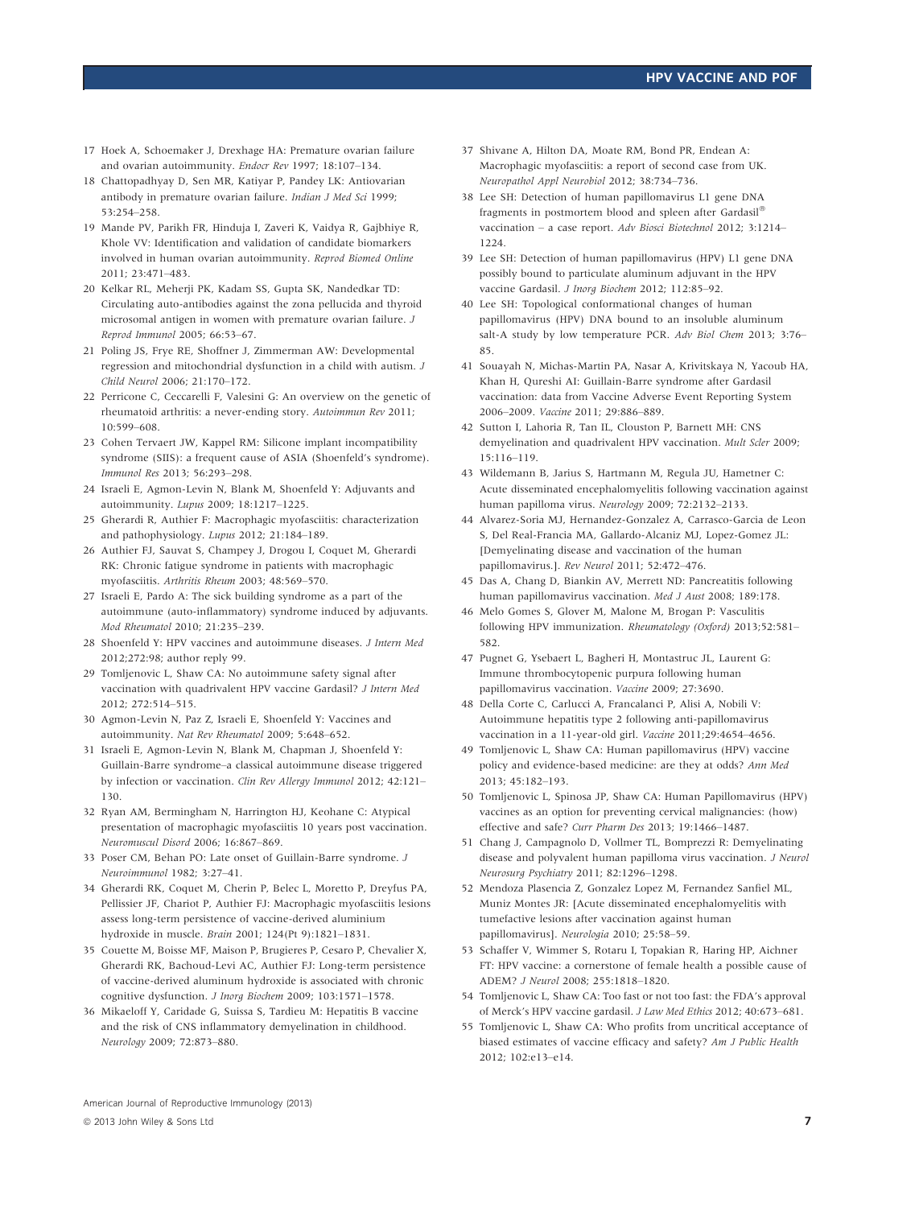17 Hoek A, Schoemaker J, Drexhage HA: Premature ovarian failure and ovarian autoimmunity. *Endocr Rev* 1997; 18:107–134.

18 Chattopadhyay D, Sen MR, Katiyar P, Pandey LK: Antiovarian antibody in premature ovarian failure. *Indian J Med Sci* 1999; 53:254–258.

19 Mande PV, Parikh FR, Hinduja I, Zaveri K, Vaidya R, Gajbhiye R, Khole VV: Identification and validation of candidate biomarkers involved in human ovarian autoimmunity. *Reprod Biomed Online* 2011; 23:471–483.

20 Kelkar RL, Meherji PK, Kadam SS, Gupta SK, Nandedkar TD: Circulating auto-antibodies against the zona pellucida and thyroid microsomal antigen in women with premature ovarian failure. *J Reprod Immunol* 2005; 66:53–67.

21 Poling JS, Frye RE, Shoffner J, Zimmerman AW: Developmental regression and mitochondrial dysfunction in a child with autism. *J Child Neurol* 2006; 21:170–172.

22 Perricone C, Ceccarelli F, Valesini G: An overview on the genetic of rheumatoid arthritis: a never-ending story. *Autoimmun Rev* 2011; 10:599–608.

23 Cohen Tervaert JW, Kappel RM: Silicone implant incompatibility syndrome (SIIS): a frequent cause of ASIA (Shoenfeld's syndrome). *Immunol Res* 2013; 56:293–298.

24 Israeli E, Agmon-Levin N, Blank M, Shoenfeld Y: Adjuvants and autoimmunity. *Lupus* 2009; 18:1217–1225.

25 Gherardi R, Authier F: Macrophagic myofasciitis: characterization and pathophysiology. *Lupus* 2012; 21:184–189.

26 Authier FJ, Sauvat S, Champey J, Drogou I, Coquet M, Gherardi RK: Chronic fatigue syndrome in patients with macrophagic myofasciitis. *Arthritis Rheum* 2003; 48:569–570.

27 Israeli E, Pardo A: The sick building syndrome as a part of the autoimmune (auto-inflammatory) syndrome induced by adjuvants. *Mod Rheumatol* 2010; 21:235–239.

28 Shoenfeld Y: HPV vaccines and autoimmune diseases. *J Intern Med* 2012;272:98; author reply 99.

29 Tomljenovic L, Shaw CA: No autoimmune safety signal after vaccination with quadrivalent HPV vaccine Gardasil? *J Intern Med* 2012; 272:514–515.

30 Agmon-Levin N, Paz Z, Israeli E, Shoenfeld Y: Vaccines and autoimmunity. *Nat Rev Rheumatol* 2009; 5:648–652.

31 Israeli E, Agmon-Levin N, Blank M, Chapman J, Shoenfeld Y: Guillain-Barre syndrome–a classical autoimmune disease triggered by infection or vaccination. *Clin Rev Allergy Immunol* 2012; 42:121–130.

32 Ryan AM, Bermingham N, Harrington HJ, Keohane C: Atypical presentation of macrophagic myofasciitis 10 years post vaccination. *Neuromuscul Disord* 2006; 16:867–869.

33 Poser CM, Behan PO: Late onset of Guillain-Barre syndrome. *J Neuroimmunol* 1982; 3:27–41.

34 Gherardi RK, Coquet M, Cherin P, Belec L, Moretto P, Dreyfus PA, Pellissier JF, Chariot P, Authier FJ: Macrophagic myofasciitis lesions assess long-term persistence of vaccine-derived aluminium hydroxide in muscle. *Brain* 2001; 124(Pt 9):1821–1831.

35 Couette M, Boisse MF, Maison P, Brugieres P, Cesaro P, Chevalier X, Gherardi RK, Bachoud-Levi AC, Authier FJ: Long-term persistence of vaccine-derived aluminum hydroxide is associated with chronic cognitive dysfunction. *J Inorg Biochem* 2009; 103:1571–1578.

36 Mikaeloff Y, Caridade G, Suissa S, Tardieu M: Hepatitis B vaccine and the risk of CNS inflammatory demyelination in childhood. *Neurology* 2009; 72:873–880.

37 Shivane A, Hilton DA, Moate RM, Bond PR, Endean A: Macrophagic myofasciitis: a report of second case from UK. *Neuropathol Appl Neurobiol* 2012; 38:734–736.

38 Lee SH: Detection of human papillomavirus L1 gene DNA fragments in postmortem blood and spleen after Gardasil® vaccination – a case report. *Adv Biosci Biotechnol* 2012; 3:1214–1224.

39 Lee SH: Detection of human papillomavirus (HPV) L1 gene DNA possibly bound to particulate aluminum adjuvant in the HPV vaccine Gardasil. *J Inorg Biochem* 2012; 112:85–92.

40 Lee SH: Topological conformational changes of human papillomavirus (HPV) DNA bound to an insoluble aluminum salt-A study by low temperature PCR. *Adv Biol Chem* 2013; 3:76–85.

41 Souayah N, Michas-Martin PA, Nasar A, Krivitskaya N, Yacoub HA, Khan H, Qureshi AI: Guillain-Barre syndrome after Gardasil vaccination: data from Vaccine Adverse Event Reporting System 2006–2009. *Vaccine* 2011; 29:886–889.

42 Sutton I, Lahoria R, Tan IL, Clouston P, Barnett MH: CNS demyelination and quadrivalent HPV vaccination. *Mult Scler* 2009; 15:116–119.

43 Wildemann B, Jarius S, Hartmann M, Regula JU, Hametner C: Acute disseminated encephalomyelitis following vaccination against human papilloma virus. *Neurology* 2009; 72:2132–2133.

44 Alvarez-Soria MJ, Hernandez-Gonzalez A, Carrasco-Garcia de Leon S, Del Real-Francia MA, Gallardo-Alcaniz MJ, Lopez-Gomez JL: [Demyelinating disease and vaccination of the human papillomavirus.]. *Rev Neurol* 2011; 52:472–476.

45 Das A, Chang D, Biankin AV, Merrett ND: Pancreatitis following human papillomavirus vaccination. *Med J Aust* 2008; 189:178.

46 Melo Gomes S, Glover M, Malone M, Brogan P: Vasculitis following HPV immunization. *Rheumatology (Oxford)* 2013;52:581–582.

47 Pugnet G, Ysebaert L, Bagheri H, Montastruc JL, Laurent G: Immune thrombocytopenic purpura following human papillomavirus vaccination. *Vaccine* 2009; 27:3690.

48 Della Corte C, Carlucci A, Francalanci P, Alisi A, Nobili V: Autoimmune hepatitis type 2 following anti-papillomavirus vaccination in a 11-year-old girl. *Vaccine* 2011;29:4654–4656.

49 Tomljenovic L, Shaw CA: Human papillomavirus (HPV) vaccine policy and evidence-based medicine: are they at odds? *Ann Med* 2013; 45:182–193.

50 Tomljenovic L, Spinosa JP, Shaw CA: Human Papillomavirus (HPV) vaccines as an option for preventing cervical malignancies: (how) effective and safe? *Curr Pharm Des* 2013; 19:1466–1487.

51 Chang J, Campagnolo D, Vollmer TL, Bomprezzi R: Demyelinating disease and polyvalent human papilloma virus vaccination. *J Neurol Neurosurg Psychiatry* 2011; 82:1296–1298.

52 Mendoza Plasencia Z, Gonzalez Lopez M, Fernandez Sanfiel ML, Muniz Montes JR: [Acute disseminated encephalomyelitis with tumefactive lesions after vaccination against human papillomavirus]. *Neurologia* 2010; 25:58–59.

53 Schaffer V, Wimmer S, Rotaru I, Topakian R, Haring HP, Aichner FT: HPV vaccine: a cornerstone of female health a possible cause of ADEM? *J Neurol* 2008; 255:1818–1820.

54 Tomljenovic L, Shaw CA: Too fast or not too fast: the FDA's approval of Merck's HPV vaccine gardasil. *J Law Med Ethics* 2012; 40:673–681.

55 Tomljenovic L, Shaw CA: Who profits from uncritical acceptance of biased estimates of vaccine efficacy and safety? *Am J Public Health* 2012; 102:e13–e14.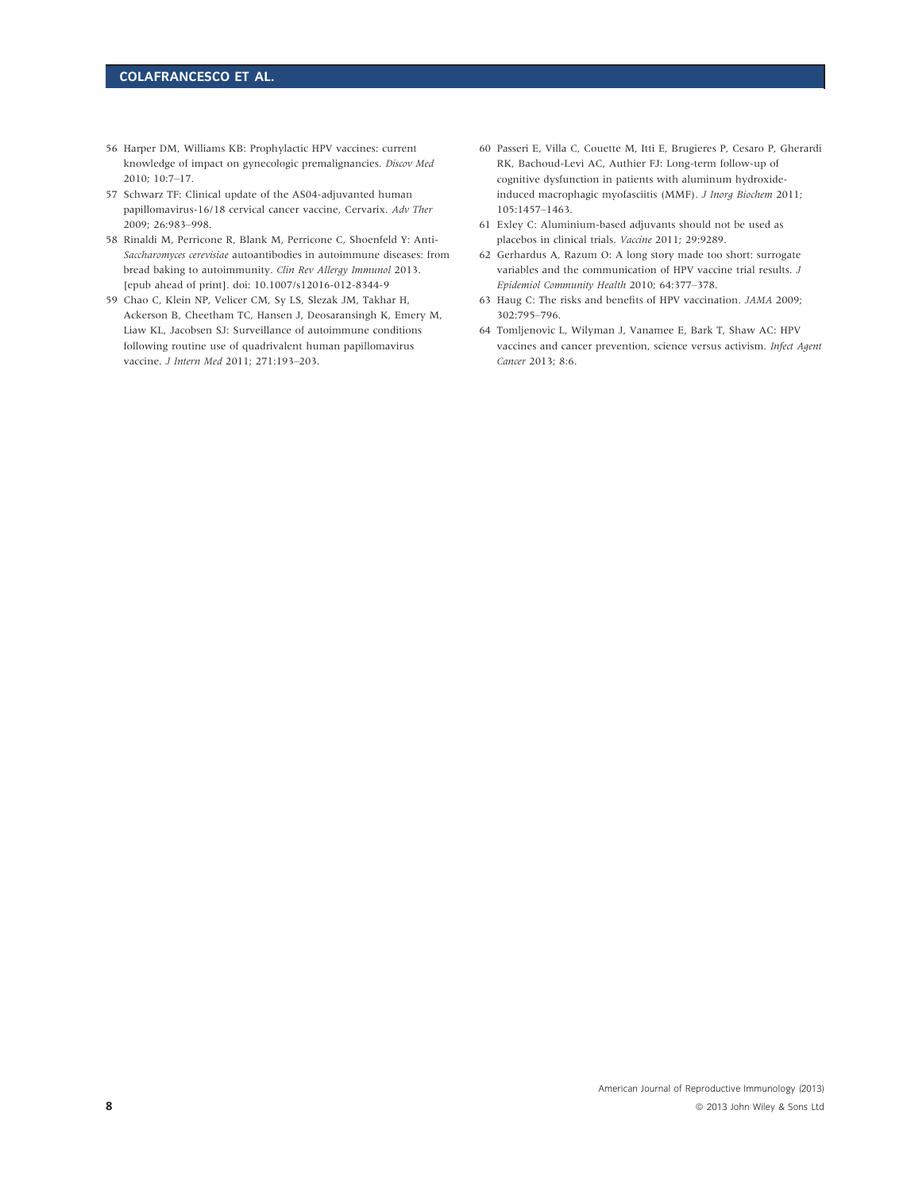56 Harper DM, Williams KB: Prophylactic HPV vaccines: current knowledge of impact on gynecologic premalignancies. *Discov Med* 2010; 10:7–17.

57 Schwarz TF: Clinical update of the AS04-adjuvanted human papillomavirus-16/18 cervical cancer vaccine, Cervarix. *Adv Ther* 2009; 26:983–998.

58 Rinaldi M, Perricone R, Blank M, Perricone C, Shoenfeld Y: Anti-*Saccharomyces cerevisiae* autoantibodies in autoimmune diseases: from bread baking to autoimmunity. *Clin Rev Allergy Immunol* 2013. [epub ahead of print]. doi: 10.1007/s12016-012-8344-9

59 Chao C, Klein NP, Velicer CM, Sy LS, Slezak JM, Takhar H, Ackerson B, Cheetham TC, Hansen J, Deosaransingh K, Emery M, Liaw KL, Jacobsen SJ: Surveillance of autoimmune conditions following routine use of quadrivalent human papillomavirus vaccine. *J Intern Med* 2011; 271:193–203.

60 Passeri E, Villa C, Couette M, Itti E, Brugieres P, Cesaro P, Gherardi RK, Bachoud-Levi AC, Authier FJ: Long-term follow-up of cognitive dysfunction in patients with aluminum hydroxide-induced macrophagic myofasciitis (MMF). *J Inorg Biochem* 2011; 105:1457–1463.

61 Exley C: Aluminium-based adjuvants should not be used as placebos in clinical trials. *Vaccine* 2011; 29:9289.

62 Gerhardus A, Razum O: A long story made too short: surrogate variables and the communication of HPV vaccine trial results. *J Epidemiol Community Health* 2010; 64:377–378.

63 Haug C: The risks and benefits of HPV vaccination. *JAMA* 2009; 302:795–796.

64 Tomljenovic L, Wilyman J, Vanamee E, Bark T, Shaw AC: HPV vaccines and cancer prevention, science versus activism. *Infect Agent Cancer* 2013; 8:6.